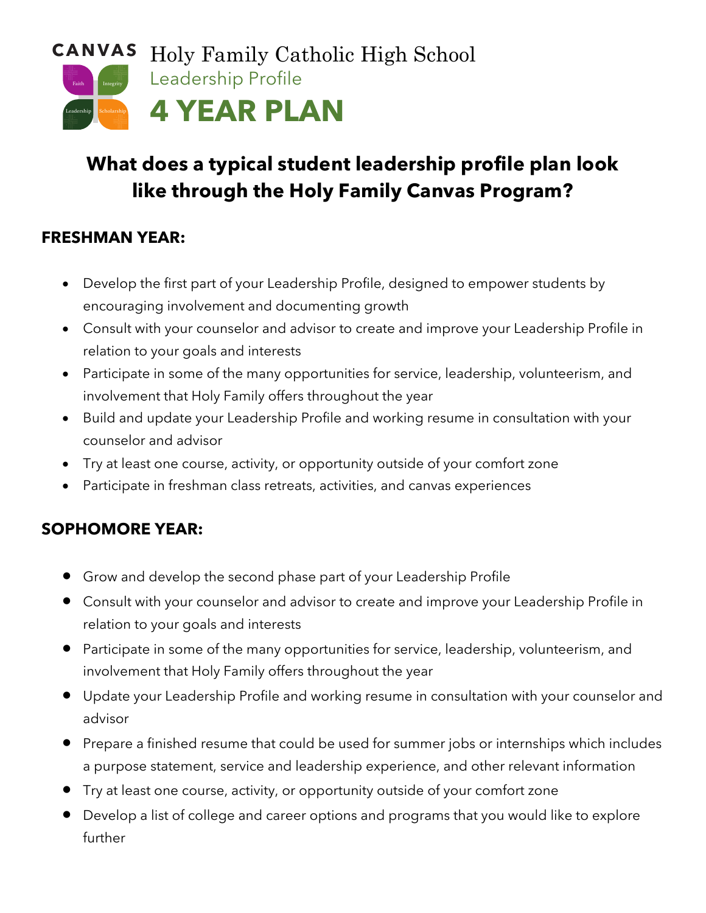CANVAS

Faith | Integrity | Leadership | Scholarship

# Holy Family Catholic High School

Leadership Profile

# 4 YEAR PLAN

## What does a typical student leadership profile plan look like through the Holy Family Canvas Program?

### FRESHMAN YEAR:

- Develop the first part of your Leadership Profile, designed to empower students by encouraging involvement and documenting growth
- Consult with your counselor and advisor to create and improve your Leadership Profile in relation to your goals and interests
- Participate in some of the many opportunities for service, leadership, volunteerism, and involvement that Holy Family offers throughout the year
- Build and update your Leadership Profile and working resume in consultation with your counselor and advisor
- Try at least one course, activity, or opportunity outside of your comfort zone
- Participate in freshman class retreats, activities, and canvas experiences

### SOPHOMORE YEAR:

- Grow and develop the second phase part of your Leadership Profile
- Consult with your counselor and advisor to create and improve your Leadership Profile in relation to your goals and interests
- Participate in some of the many opportunities for service, leadership, volunteerism, and involvement that Holy Family offers throughout the year
- Update your Leadership Profile and working resume in consultation with your counselor and advisor
- Prepare a finished resume that could be used for summer jobs or internships which includes a purpose statement, service and leadership experience, and other relevant information
- Try at least one course, activity, or opportunity outside of your comfort zone
- Develop a list of college and career options and programs that you would like to explore further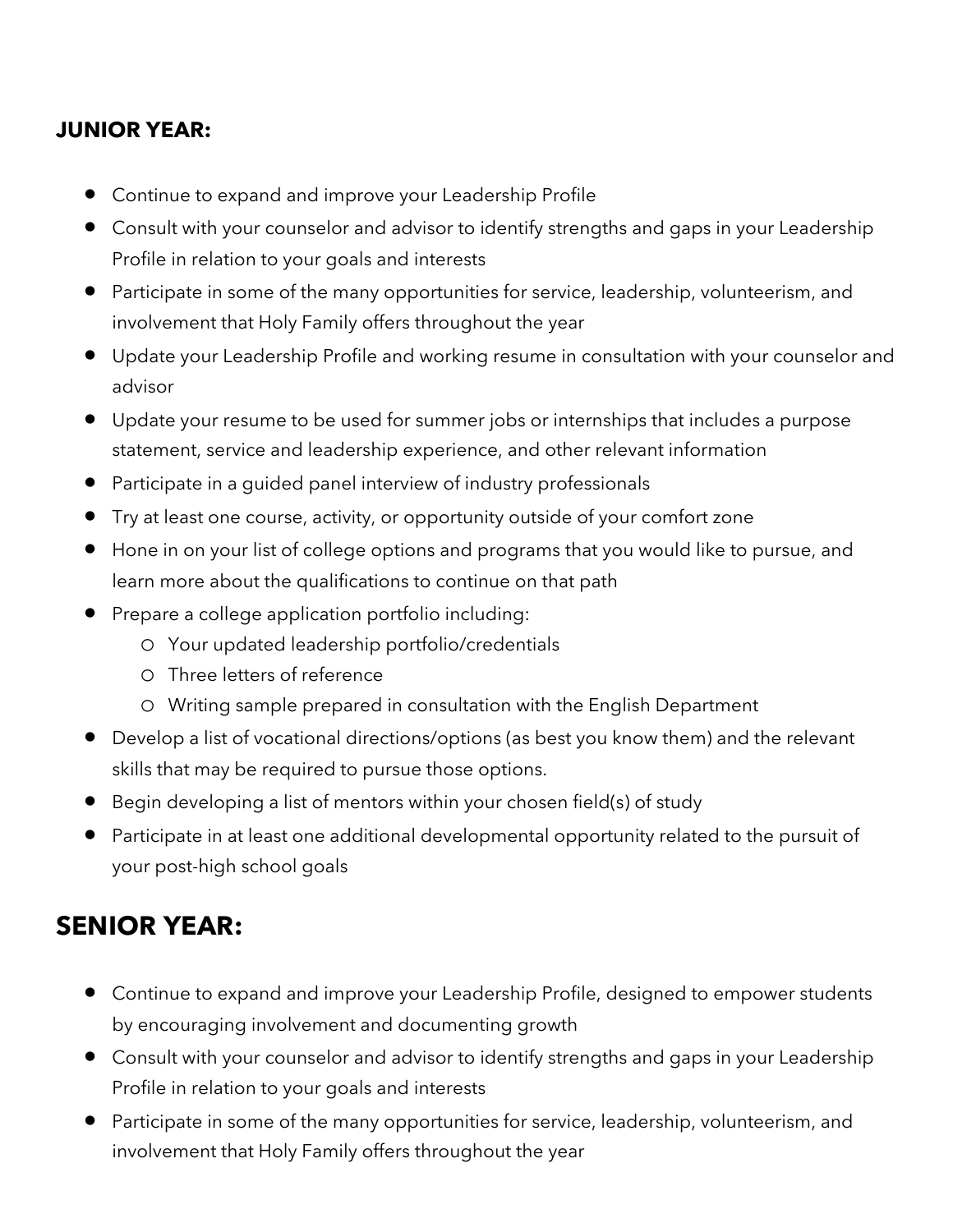**JUNIOR YEAR:**

- Continue to expand and improve your Leadership Profile
- Consult with your counselor and advisor to identify strengths and gaps in your Leadership Profile in relation to your goals and interests
- Participate in some of the many opportunities for service, leadership, volunteerism, and involvement that Holy Family offers throughout the year
- Update your Leadership Profile and working resume in consultation with your counselor and advisor
- Update your resume to be used for summer jobs or internships that includes a purpose statement, service and leadership experience, and other relevant information
- Participate in a guided panel interview of industry professionals
- Try at least one course, activity, or opportunity outside of your comfort zone
- Hone in on your list of college options and programs that you would like to pursue, and learn more about the qualifications to continue on that path
- Prepare a college application portfolio including:
    - Your updated leadership portfolio/credentials
    - Three letters of reference
    - Writing sample prepared in consultation with the English Department
- Develop a list of vocational directions/options (as best you know them) and the relevant skills that may be required to pursue those options.
- Begin developing a list of mentors within your chosen field(s) of study
- Participate in at least one additional developmental opportunity related to the pursuit of your post-high school goals

## SENIOR YEAR:

- Continue to expand and improve your Leadership Profile, designed to empower students by encouraging involvement and documenting growth
- Consult with your counselor and advisor to identify strengths and gaps in your Leadership Profile in relation to your goals and interests
- Participate in some of the many opportunities for service, leadership, volunteerism, and involvement that Holy Family offers throughout the year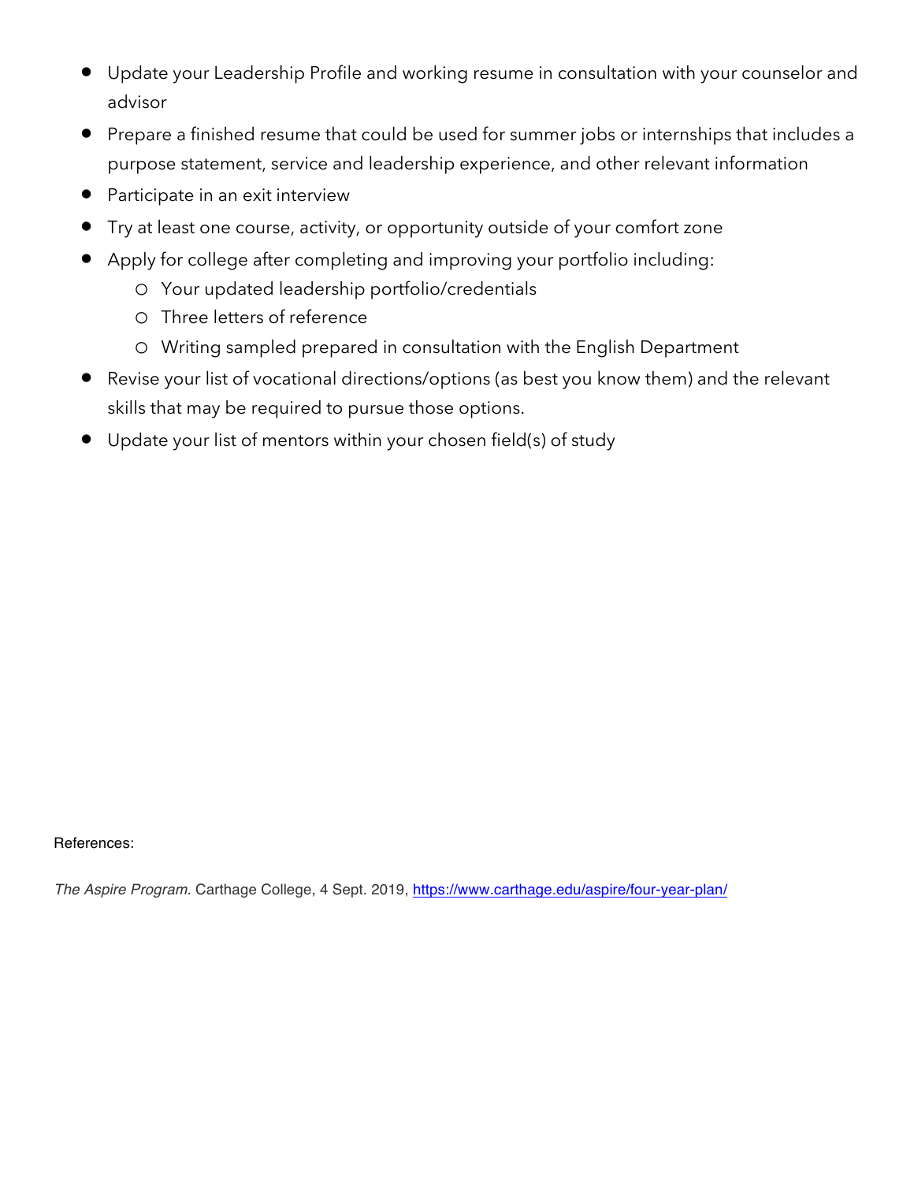- Update your Leadership Profile and working resume in consultation with your counselor and advisor
- Prepare a finished resume that could be used for summer jobs or internships that includes a purpose statement, service and leadership experience, and other relevant information
- Participate in an exit interview
- Try at least one course, activity, or opportunity outside of your comfort zone
- Apply for college after completing and improving your portfolio including:
  - Your updated leadership portfolio/credentials
  - Three letters of reference
  - Writing sampled prepared in consultation with the English Department
- Revise your list of vocational directions/options (as best you know them) and the relevant skills that may be required to pursue those options.
- Update your list of mentors within your chosen field(s) of study

References:

*The Aspire Program*. Carthage College, 4 Sept. 2019, https://www.carthage.edu/aspire/four-year-plan/